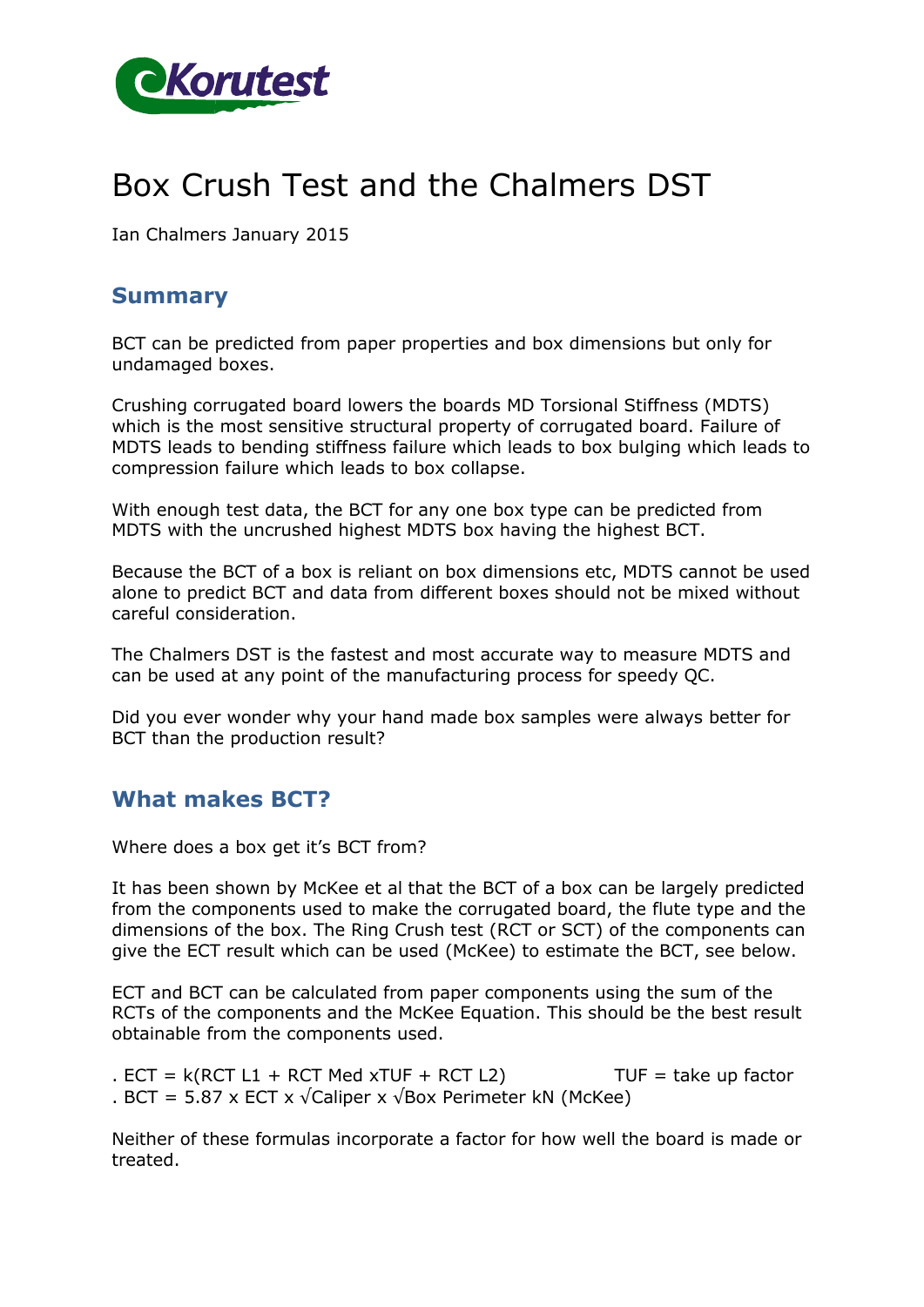Korutest

# Box Crush Test and the Chalmers DST

Ian Chalmers January 2015

## Summary

BCT can be predicted from paper properties and box dimensions but only for undamaged boxes.

Crushing corrugated board lowers the boards MD Torsional Stiffness (MDTS) which is the most sensitive structural property of corrugated board. Failure of MDTS leads to bending stiffness failure which leads to box bulging which leads to compression failure which leads to box collapse.

With enough test data, the BCT for any one box type can be predicted from MDTS with the uncrushed highest MDTS box having the highest BCT.

Because the BCT of a box is reliant on box dimensions etc, MDTS cannot be used alone to predict BCT and data from different boxes should not be mixed without careful consideration.

The Chalmers DST is the fastest and most accurate way to measure MDTS and can be used at any point of the manufacturing process for speedy QC.

Did you ever wonder why your hand made box samples were always better for BCT than the production result?

## What makes BCT?

Where does a box get it's BCT from?

It has been shown by McKee et al that the BCT of a box can be largely predicted from the components used to make the corrugated board, the flute type and the dimensions of the box. The Ring Crush test (RCT or SCT) of the components can give the ECT result which can be used (McKee) to estimate the BCT, see below.

ECT and BCT can be calculated from paper components using the sum of the RCTs of the components and the McKee Equation. This should be the best result obtainable from the components used.

. ECT = k(RCT L1 + RCT Med xTUF + RCT L2) TUF = take up factor
. BCT = 5.87 x ECT x √Caliper x √Box Perimeter kN (McKee)

Neither of these formulas incorporate a factor for how well the board is made or treated.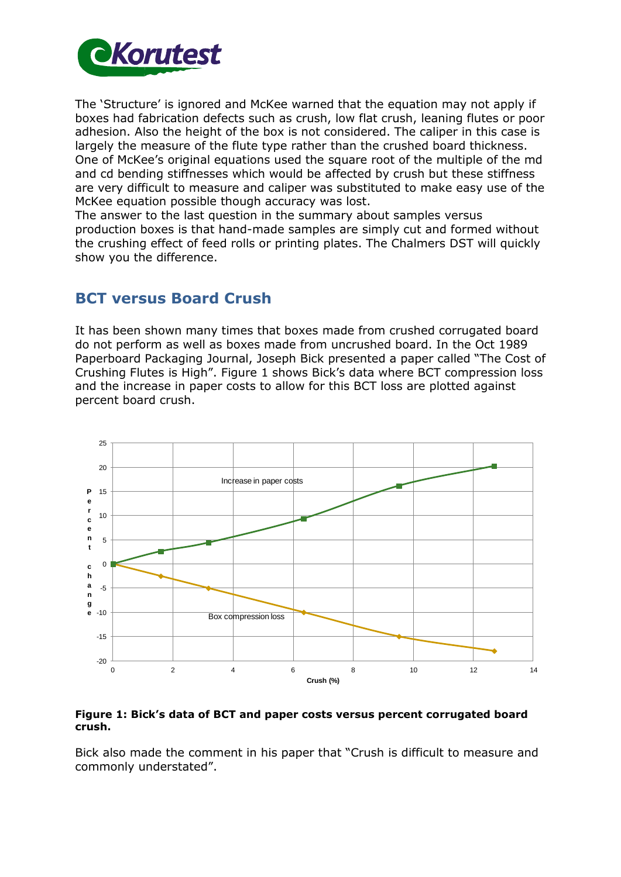The 'Structure' is ignored and McKee warned that the equation may not apply if boxes had fabrication defects such as crush, low flat crush, leaning flutes or poor adhesion. Also the height of the box is not considered. The caliper in this case is largely the measure of the flute type rather than the crushed board thickness. One of McKee's original equations used the square root of the multiple of the md and cd bending stiffnesses which would be affected by crush but these stiffness are very difficult to measure and caliper was substituted to make easy use of the McKee equation possible though accuracy was lost.
The answer to the last question in the summary about samples versus production boxes is that hand-made samples are simply cut and formed without the crushing effect of feed rolls or printing plates. The Chalmers DST will quickly show you the difference.

## BCT versus Board Crush

It has been shown many times that boxes made from crushed corrugated board do not perform as well as boxes made from uncrushed board. In the Oct 1989 Paperboard Packaging Journal, Joseph Bick presented a paper called "The Cost of Crushing Flutes is High". Figure 1 shows Bick's data where BCT compression loss and the increase in paper costs to allow for this BCT loss are plotted against percent board crush.

**Figure 1: Bick's data of BCT and paper costs versus percent corrugated board crush.**

Bick also made the comment in his paper that "Crush is difficult to measure and commonly understated".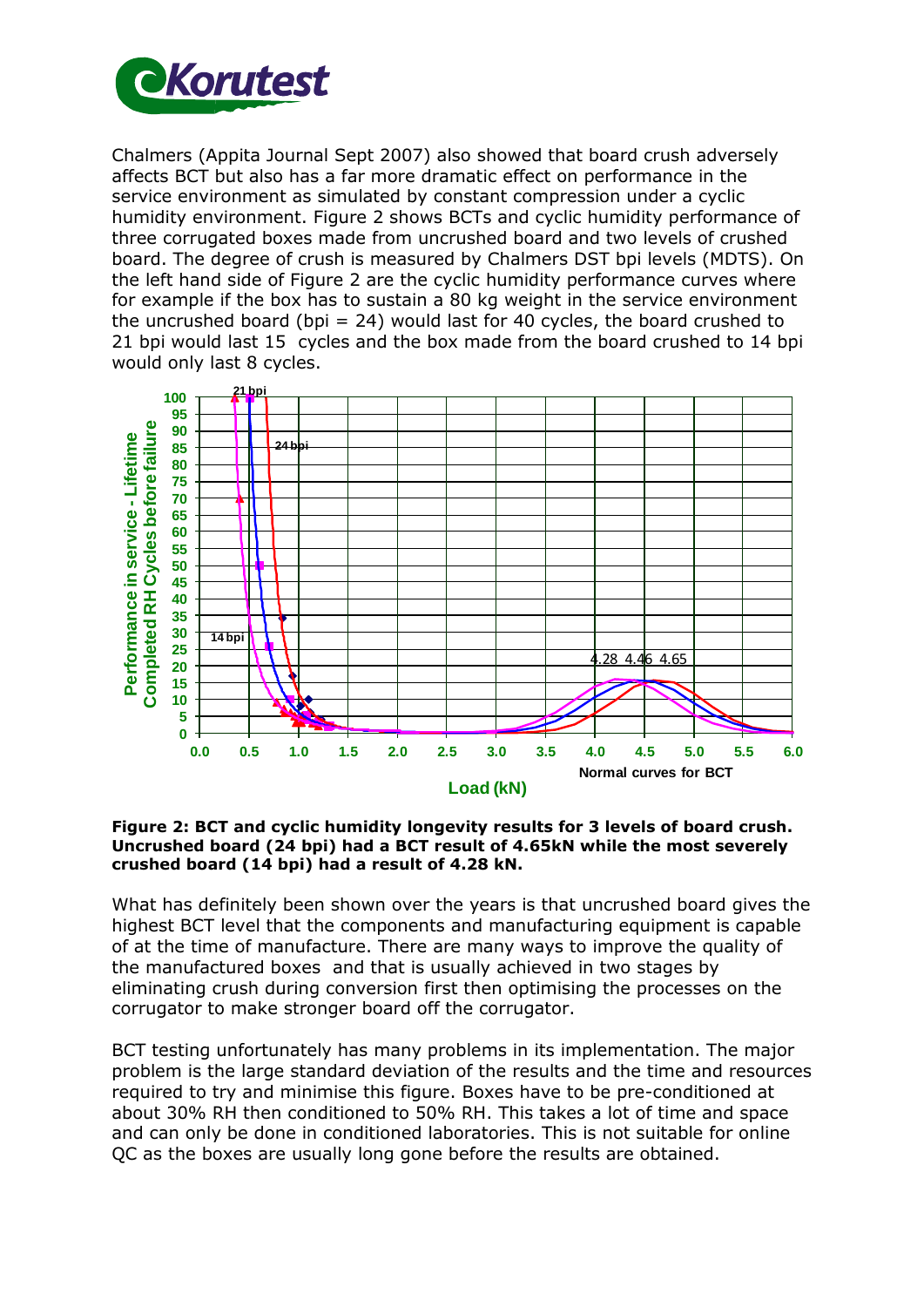Chalmers (Appita Journal Sept 2007) also showed that board crush adversely affects BCT but also has a far more dramatic effect on performance in the service environment as simulated by constant compression under a cyclic humidity environment. Figure 2 shows BCTs and cyclic humidity performance of three corrugated boxes made from uncrushed board and two levels of crushed board. The degree of crush is measured by Chalmers DST bpi levels (MDTS). On the left hand side of Figure 2 are the cyclic humidity performance curves where for example if the box has to sustain a 80 kg weight in the service environment the uncrushed board (bpi = 24) would last for 40 cycles, the board crushed to 21 bpi would last 15 cycles and the box made from the board crushed to 14 bpi would only last 8 cycles.

**Figure 2: BCT and cyclic humidity longevity results for 3 levels of board crush. Uncrushed board (24 bpi) had a BCT result of 4.65kN while the most severely crushed board (14 bpi) had a result of 4.28 kN.**

What has definitely been shown over the years is that uncrushed board gives the highest BCT level that the components and manufacturing equipment is capable of at the time of manufacture. There are many ways to improve the quality of the manufactured boxes and that is usually achieved in two stages by eliminating crush during conversion first then optimising the processes on the corrugator to make stronger board off the corrugator.

BCT testing unfortunately has many problems in its implementation. The major problem is the large standard deviation of the results and the time and resources required to try and minimise this figure. Boxes have to be pre-conditioned at about 30% RH then conditioned to 50% RH. This takes a lot of time and space and can only be done in conditioned laboratories. This is not suitable for online QC as the boxes are usually long gone before the results are obtained.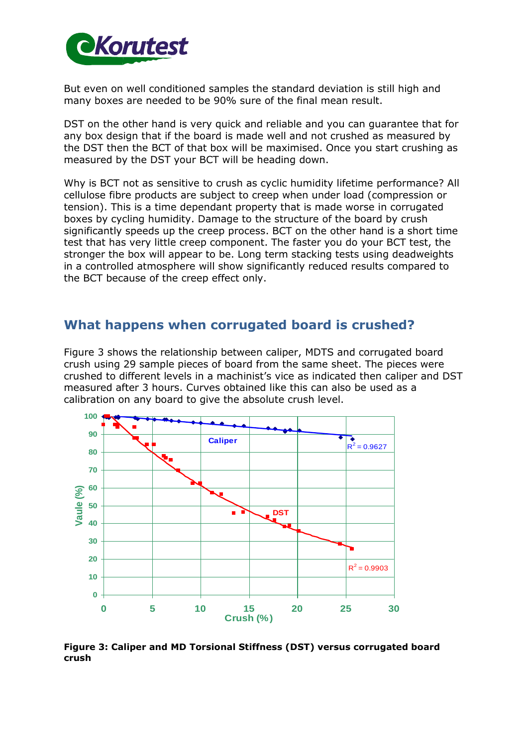But even on well conditioned samples the standard deviation is still high and many boxes are needed to be 90% sure of the final mean result.

DST on the other hand is very quick and reliable and you can guarantee that for any box design that if the board is made well and not crushed as measured by the DST then the BCT of that box will be maximised. Once you start crushing as measured by the DST your BCT will be heading down.

Why is BCT not as sensitive to crush as cyclic humidity lifetime performance? All cellulose fibre products are subject to creep when under load (compression or tension). This is a time dependant property that is made worse in corrugated boxes by cycling humidity. Damage to the structure of the board by crush significantly speeds up the creep process. BCT on the other hand is a short time test that has very little creep component. The faster you do your BCT test, the stronger the box will appear to be. Long term stacking tests using deadweights in a controlled atmosphere will show significantly reduced results compared to the BCT because of the creep effect only.

## What happens when corrugated board is crushed?

Figure 3 shows the relationship between caliper, MDTS and corrugated board crush using 29 sample pieces of board from the same sheet. The pieces were crushed to different levels in a machinist's vice as indicated then caliper and DST measured after 3 hours. Curves obtained like this can also be used as a calibration on any board to give the absolute crush level.

**Figure 3: Caliper and MD Torsional Stiffness (DST) versus corrugated board crush**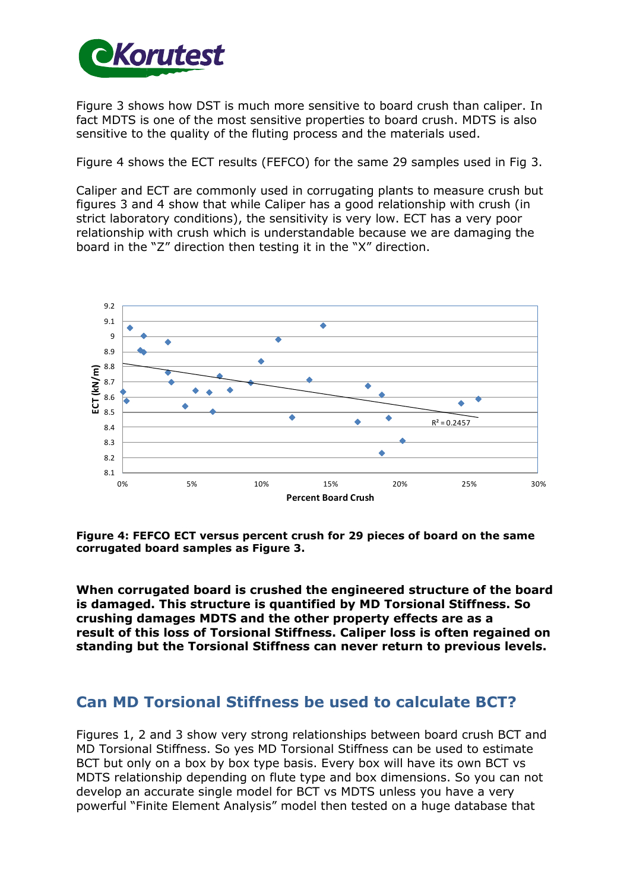Figure 3 shows how DST is much more sensitive to board crush than caliper. In fact MDTS is one of the most sensitive properties to board crush. MDTS is also sensitive to the quality of the fluting process and the materials used.

Figure 4 shows the ECT results (FEFCO) for the same 29 samples used in Fig 3.

Caliper and ECT are commonly used in corrugating plants to measure crush but figures 3 and 4 show that while Caliper has a good relationship with crush (in strict laboratory conditions), the sensitivity is very low. ECT has a very poor relationship with crush which is understandable because we are damaging the board in the "Z" direction then testing it in the "X" direction.

**Figure 4: FEFCO ECT versus percent crush for 29 pieces of board on the same corrugated board samples as Figure 3.**

**When corrugated board is crushed the engineered structure of the board is damaged. This structure is quantified by MD Torsional Stiffness. So crushing damages MDTS and the other property effects are as a result of this loss of Torsional Stiffness. Caliper loss is often regained on standing but the Torsional Stiffness can never return to previous levels.**

## Can MD Torsional Stiffness be used to calculate BCT?

Figures 1, 2 and 3 show very strong relationships between board crush BCT and MD Torsional Stiffness. So yes MD Torsional Stiffness can be used to estimate BCT but only on a box by box type basis. Every box will have its own BCT vs MDTS relationship depending on flute type and box dimensions. So you can not develop an accurate single model for BCT vs MDTS unless you have a very powerful "Finite Element Analysis" model then tested on a huge database that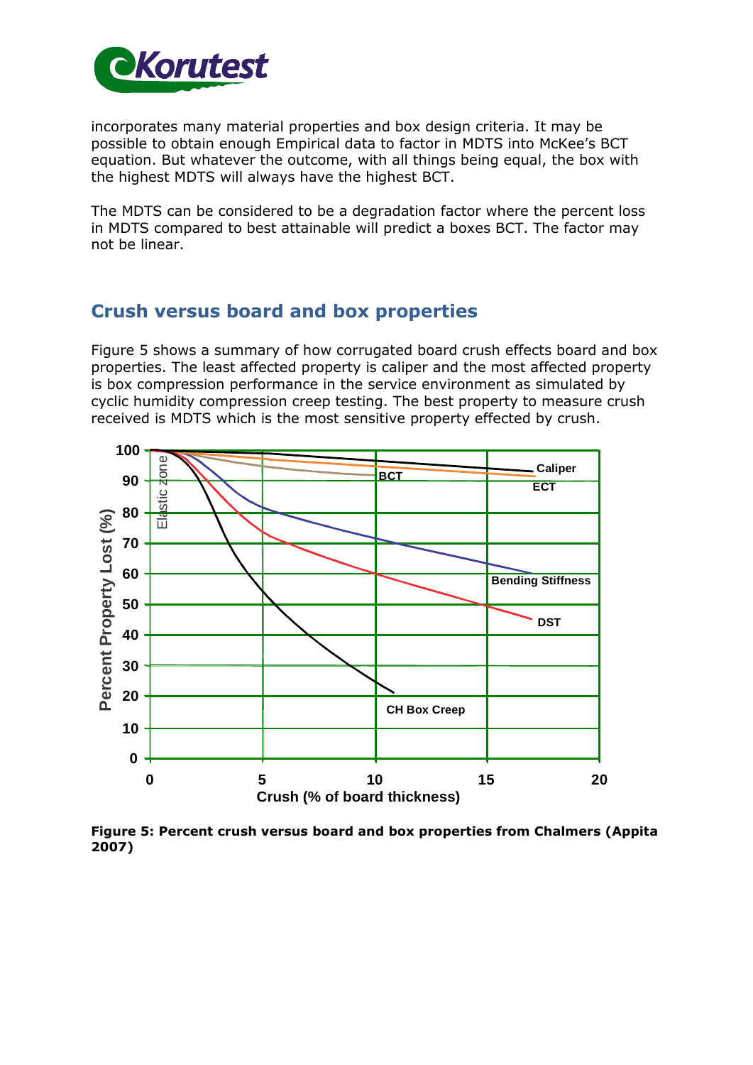incorporates many material properties and box design criteria. It may be possible to obtain enough Empirical data to factor in MDTS into McKee's BCT equation. But whatever the outcome, with all things being equal, the box with the highest MDTS will always have the highest BCT.

The MDTS can be considered to be a degradation factor where the percent loss in MDTS compared to best attainable will predict a boxes BCT. The factor may not be linear.

## Crush versus board and box properties

Figure 5 shows a summary of how corrugated board crush effects board and box properties. The least affected property is caliper and the most affected property is box compression performance in the service environment as simulated by cyclic humidity compression creep testing. The best property to measure crush received is MDTS which is the most sensitive property effected by crush.

Percent Property Lost (%)

100
90
80
70
60
50
40
30
20
10
0

0
5
10
15
20

Crush (% of board thickness)

Elastic zone

Caliper

ECT

BCT

Bending Stiffness

DST

CH Box Creep

**Figure 5: Percent crush versus board and box properties from Chalmers (Appita 2007)**